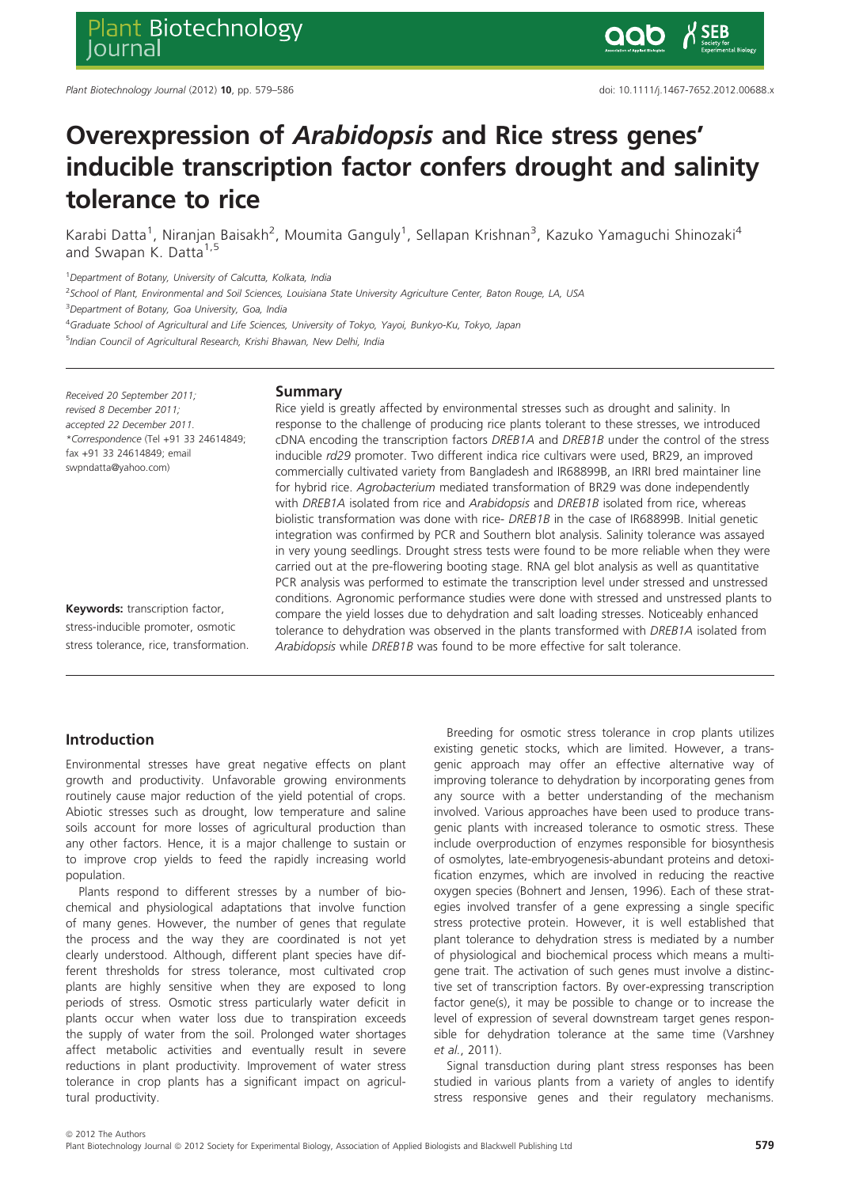# Overexpression of *Arabidopsis* and Rice stress genes' inducible transcription factor confers drought and salinity tolerance to rice

Karabi Datta[1], Niranjan Baisakh[2], Moumita Ganguly[1], Sellapan Krishnan[3], Kazuko Yamaguchi Shinozaki[4] and Swapan K. Datta[1,5]

[1]*Department of Botany, University of Calcutta, Kolkata, India*

[2]*School of Plant, Environmental and Soil Sciences, Louisiana State University Agriculture Center, Baton Rouge, LA, USA*

[3]*Department of Botany, Goa University, Goa, India*

[4]*Graduate School of Agricultural and Life Sciences, University of Tokyo, Yayoi, Bunkyo-Ku, Tokyo, Japan*

[5]*Indian Council of Agricultural Research, Krishi Bhawan, New Delhi, India*

*Received 20 September 2011; revised 8 December 2011; accepted 22 December 2011.*
*\*Correspondence* (Tel +91 33 24614849; fax +91 33 24614849; email swpndatta@yahoo.com)

**Keywords:** transcription factor, stress-inducible promoter, osmotic stress tolerance, rice, transformation.

## Summary

Rice yield is greatly affected by environmental stresses such as drought and salinity. In response to the challenge of producing rice plants tolerant to these stresses, we introduced cDNA encoding the transcription factors *DREB1A* and *DREB1B* under the control of the stress inducible *rd29* promoter. Two different indica rice cultivars were used, BR29, an improved commercially cultivated variety from Bangladesh and IR68899B, an IRRI bred maintainer line for hybrid rice. *Agrobacterium* mediated transformation of BR29 was done independently with *DREB1A* isolated from rice and *Arabidopsis* and *DREB1B* isolated from rice, whereas biolistic transformation was done with rice- *DREB1B* in the case of IR68899B. Initial genetic integration was confirmed by PCR and Southern blot analysis. Salinity tolerance was assayed in very young seedlings. Drought stress tests were found to be more reliable when they were carried out at the pre-flowering booting stage. RNA gel blot analysis as well as quantitative PCR analysis was performed to estimate the transcription level under stressed and unstressed conditions. Agronomic performance studies were done with stressed and unstressed plants to compare the yield losses due to dehydration and salt loading stresses. Noticeably enhanced tolerance to dehydration was observed in the plants transformed with *DREB1A* isolated from *Arabidopsis* while *DREB1B* was found to be more effective for salt tolerance.

## Introduction

Environmental stresses have great negative effects on plant growth and productivity. Unfavorable growing environments routinely cause major reduction of the yield potential of crops. Abiotic stresses such as drought, low temperature and saline soils account for more losses of agricultural production than any other factors. Hence, it is a major challenge to sustain or to improve crop yields to feed the rapidly increasing world population.

Plants respond to different stresses by a number of biochemical and physiological adaptations that involve function of many genes. However, the number of genes that regulate the process and the way they are coordinated is not yet clearly understood. Although, different plant species have different thresholds for stress tolerance, most cultivated crop plants are highly sensitive when they are exposed to long periods of stress. Osmotic stress particularly water deficit in plants occur when water loss due to transpiration exceeds the supply of water from the soil. Prolonged water shortages affect metabolic activities and eventually result in severe reductions in plant productivity. Improvement of water stress tolerance in crop plants has a significant impact on agricultural productivity.

Breeding for osmotic stress tolerance in crop plants utilizes existing genetic stocks, which are limited. However, a transgenic approach may offer an effective alternative way of improving tolerance to dehydration by incorporating genes from any source with a better understanding of the mechanism involved. Various approaches have been used to produce transgenic plants with increased tolerance to osmotic stress. These include overproduction of enzymes responsible for biosynthesis of osmolytes, late-embryogenesis-abundant proteins and detoxification enzymes, which are involved in reducing the reactive oxygen species (Bohnert and Jensen, 1996). Each of these strategies involved transfer of a gene expressing a single specific stress protective protein. However, it is well established that plant tolerance to dehydration stress is mediated by a number of physiological and biochemical process which means a multigene trait. The activation of such genes must involve a distinctive set of transcription factors. By over-expressing transcription factor gene(s), it may be possible to change or to increase the level of expression of several downstream target genes responsible for dehydration tolerance at the same time (Varshney *et al.*, 2011).

Signal transduction during plant stress responses has been studied in various plants from a variety of angles to identify stress responsive genes and their regulatory mechanisms.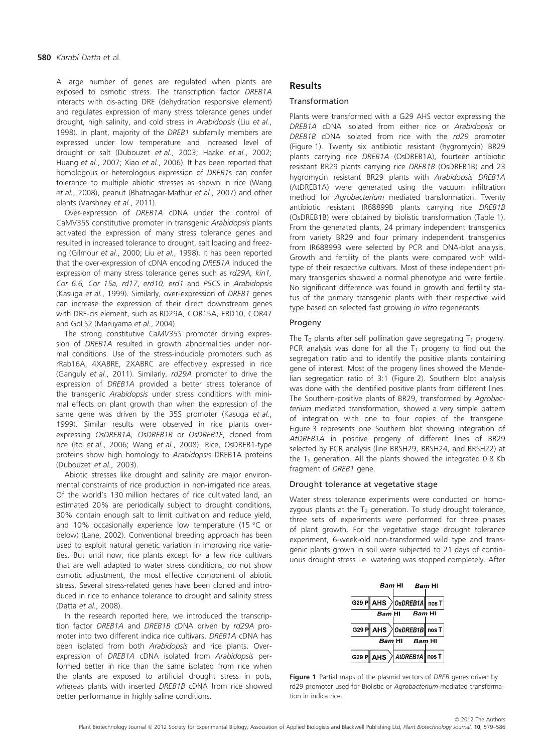A large number of genes are regulated when plants are exposed to osmotic stress. The transcription factor *DREB1A* interacts with cis-acting DRE (dehydration responsive element) and regulates expression of many stress tolerance genes under drought, high salinity, and cold stress in *Arabidopsis* (Liu *et al.*, 1998). In plant, majority of the *DREB1* subfamily members are expressed under low temperature and increased level of drought or salt (Dubouzet *et al.*, 2003; Haake *et al.*, 2002; Huang *et al.*, 2007; Xiao *et al.*, 2006). It has been reported that homologous or heterologous expression of *DREB1*s can confer tolerance to multiple abiotic stresses as shown in rice (Wang *et al.*, 2008), peanut (Bhatnagar-Mathur *et al.*, 2007) and other plants (Varshney *et al.*, 2011).

Over-expression of *DREB1A* cDNA under the control of CaMV35S constitutive promoter in transgenic *Arabidopsis* plants activated the expression of many stress tolerance genes and resulted in increased tolerance to drought, salt loading and freezing (Gilmour *et al.*, 2000; Liu *et al.*, 1998). It has been reported that the over-expression of cDNA encoding *DREB1A* induced the expression of many stress tolerance genes such as *rd29A, kin1, Cor 6.6, Cor 15a, rd17, erd10, erd1* and *P5CS* in *Arabidopsis* (Kasuga *et al.*, 1999). Similarly, over-expression of *DREB1* genes can increase the expression of their direct downstream genes with DRE-cis element, such as RD29A, COR15A, ERD10, COR47 and GoLS2 (Maruyama *et al.*, 2004).

The strong constitutive *CaMV35S* promoter driving expression of *DREB1A* resulted in growth abnormalities under normal conditions. Use of the stress-inducible promoters such as rRab16A, 4XABRE, 2XABRC are effectively expressed in rice (Ganguly *et al.*, 2011). Similarly, *rd29A* promoter to drive the expression of *DREB1A* provided a better stress tolerance of the transgenic *Arabidopsis* under stress conditions with minimal effects on plant growth than when the expression of the same gene was driven by the 35S promoter (Kasuga *et al.*, 1999). Similar results were observed in rice plants over-expressing *OsDREB1A, OsDREB1B* or *OsDREB1F*, cloned from rice (Ito *et al.*, 2006; Wang *et al.*, 2008). Rice, OsDREB1-type proteins show high homology to *Arabidopsis* DREB1A proteins (Dubouzet *et al.*, 2003).

Abiotic stresses like drought and salinity are major environmental constraints of rice production in non-irrigated rice areas. Of the world's 130 million hectares of rice cultivated land, an estimated 20% are periodically subject to drought conditions, 30% contain enough salt to limit cultivation and reduce yield, and 10% occasionally experience low temperature (15 °C or below) (Lane, 2002). Conventional breeding approach has been used to exploit natural genetic variation in improving rice varieties. But until now, rice plants except for a few rice cultivars that are well adapted to water stress conditions, do not show osmotic adjustment, the most effective component of abiotic stress. Several stress-related genes have been cloned and introduced in rice to enhance tolerance to drought and salinity stress (Datta *et al.*, 2008).

In the research reported here, we introduced the transcription factor *DREB1A* and *DREB1B* cDNA driven by *rd29A* promoter into two different indica rice cultivars. *DREB1A* cDNA has been isolated from both *Arabidopsis* and rice plants. Over-expression of *DREB1A* cDNA isolated from *Arabidopsis* performed better in rice than the same isolated from rice when the plants are exposed to artificial drought stress in pots, whereas plants with inserted *DREB1B* cDNA from rice showed better performance in highly saline conditions.

## Results

### Transformation

Plants were transformed with a G29 AHS vector expressing the *DREB1A* cDNA isolated from either rice or *Arabidopsis* or *DREB1B* cDNA isolated from rice with the *rd29* promoter (Figure 1). Twenty six antibiotic resistant (hygromycin) BR29 plants carrying rice *DREB1A* (OsDREB1A), fourteen antibiotic resistant BR29 plants carrying rice *DREB1B* (OsDREB1B) and 23 hygromycin resistant BR29 plants with *Arabidopsis DREB1A* (AtDREB1A) were generated using the vacuum infiltration method for *Agrobacterium* mediated transformation. Twenty antibiotic resistant IR68899B plants carrying rice *DREB1B* (OsDREB1B) were obtained by biolistic transformation (Table 1). From the generated plants, 24 primary independent transgenics from variety BR29 and four primary independent transgenics from IR68899B were selected by PCR and DNA-blot analysis. Growth and fertility of the plants were compared with wild-type of their respective cultivars. Most of these independent primary transgenics showed a normal phenotype and were fertile. No significant difference was found in growth and fertility status of the primary transgenic plants with their respective wild type based on selected fast growing *in vitro* regenerants.

### Progeny

The $T_0$ plants after self pollination gave segregating $T_1$ progeny. PCR analysis was done for all the $T_1$ progeny to find out the segregation ratio and to identify the positive plants containing gene of interest. Most of the progeny lines showed the Mendelian segregation ratio of 3:1 (Figure 2). Southern blot analysis was done with the identified positive plants from different lines. The Southern-positive plants of BR29, transformed by *Agrobacterium* mediated transformation, showed a very simple pattern of integration with one to four copies of the transgene. Figure 3 represents one Southern blot showing integration of *AtDREB1A* in positive progeny of different lines of BR29 selected by PCR analysis (line BRSH29, BRSH24, and BRSH22) at the $T_1$ generation. All the plants showed the integrated 0.8 Kb fragment of *DREB1* gene.

### Drought tolerance at vegetative stage

Water stress tolerance experiments were conducted on homozygous plants at the $T_3$ generation. To study drought tolerance, three sets of experiments were performed for three phases of plant growth. For the vegetative stage drought tolerance experiment, 6-week-old non-transformed wild type and transgenic plants grown in soil were subjected to 21 days of continuous drought stress i.e. watering was stopped completely. After

| Bam HI | | Bam HI | |
|---|---|---|---|
| G29 P | AHS | OsDREB1A | nos T |
| G29 P | AHS | OsDREB1B | nos T |
| G29 P | AHS | AtDREB1A | nos T |

**Figure 1** Partial maps of the plasmid vectors of *DREB* genes driven by rd29 promoter used for Biolistic or *Agrobacterium*-mediated transformation in indica rice.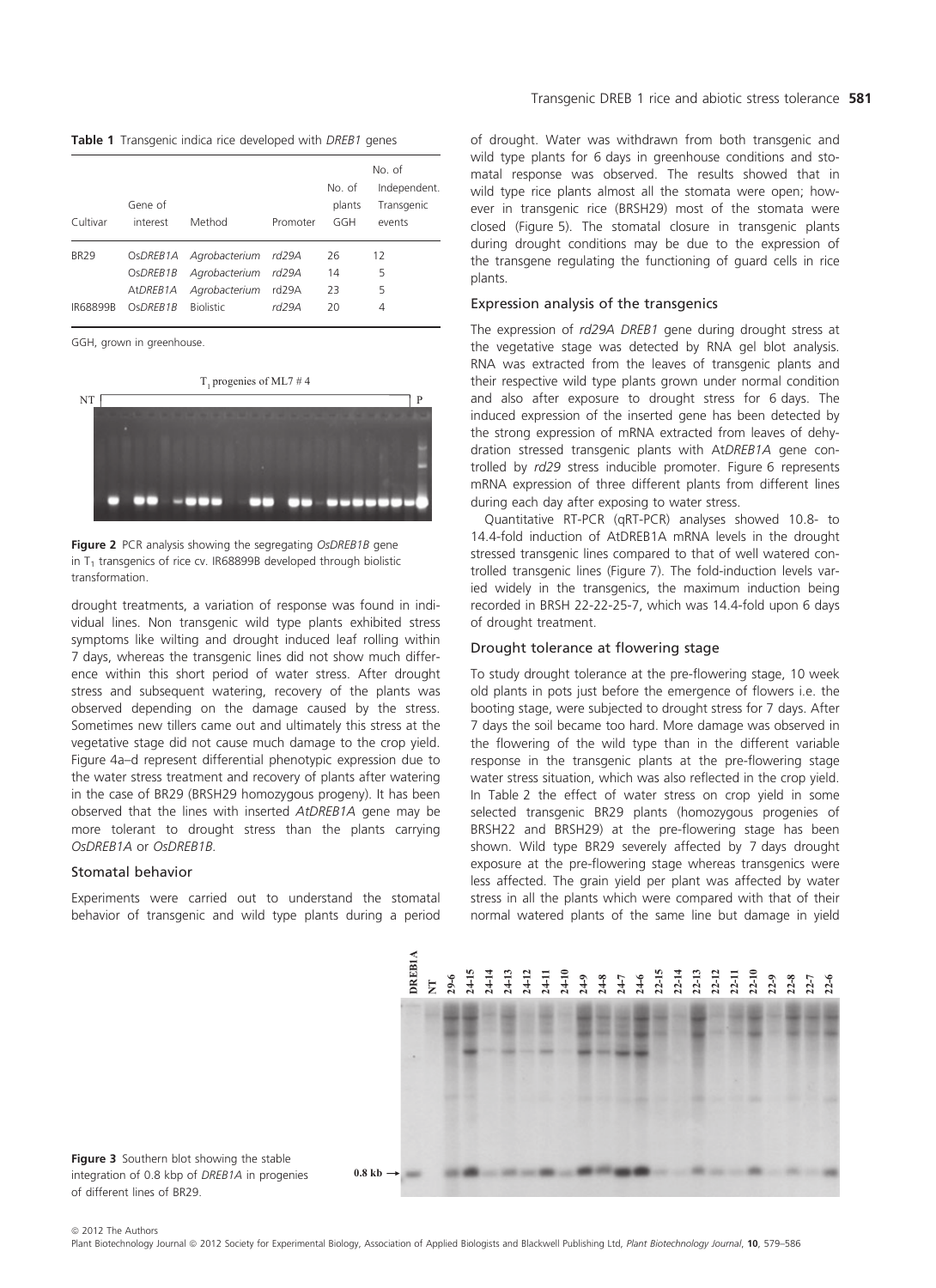**Table 1** Transgenic indica rice developed with *DREB1* genes

| Cultivar | Gene of interest | Method | Promoter | No. of plants GGH | No. of Independent. Transgenic events |
|---|---|---|---|---|---|
| BR29 | Os*DREB1A* | *Agrobacterium* | *rd29A* | 26 | 12 |
| | Os*DREB1B* | *Agrobacterium* | *rd29A* | 14 | 5 |
| | At*DREB1A* | *Agrobacterium* | rd29A | 23 | 5 |
| IR68899B | Os*DREB1B* | Biolistic | *rd29A* | 20 | 4 |

GGH, grown in greenhouse.

**Figure 2** PCR analysis showing the segregating *OsDREB1B* gene in $T_1$ transgenics of rice cv. IR68899B developed through biolistic transformation.

drought treatments, a variation of response was found in individual lines. Non transgenic wild type plants exhibited stress symptoms like wilting and drought induced leaf rolling within 7 days, whereas the transgenic lines did not show much difference within this short period of water stress. After drought stress and subsequent watering, recovery of the plants was observed depending on the damage caused by the stress. Sometimes new tillers came out and ultimately this stress at the vegetative stage did not cause much damage to the crop yield. Figure 4a–d represent differential phenotypic expression due to the water stress treatment and recovery of plants after watering in the case of BR29 (BRSH29 homozygous progeny). It has been observed that the lines with inserted *AtDREB1A* gene may be more tolerant to drought stress than the plants carrying *OsDREB1A* or *OsDREB1B*.

### Stomatal behavior

Experiments were carried out to understand the stomatal behavior of transgenic and wild type plants during a period of drought. Water was withdrawn from both transgenic and wild type plants for 6 days in greenhouse conditions and stomatal response was observed. The results showed that in wild type rice plants almost all the stomata were open; however in transgenic rice (BRSH29) most of the stomata were closed (Figure 5). The stomatal closure in transgenic plants during drought conditions may be due to the expression of the transgene regulating the functioning of guard cells in rice plants.

### Expression analysis of the transgenics

The expression of *rd29A DREB1* gene during drought stress at the vegetative stage was detected by RNA gel blot analysis. RNA was extracted from the leaves of transgenic plants and their respective wild type plants grown under normal condition and also after exposure to drought stress for 6 days. The induced expression of the inserted gene has been detected by the strong expression of mRNA extracted from leaves of dehydration stressed transgenic plants with At*DREB1A* gene controlled by *rd29* stress inducible promoter. Figure 6 represents mRNA expression of three different plants from different lines during each day after exposing to water stress.

Quantitative RT-PCR (qRT-PCR) analyses showed 10.8- to 14.4-fold induction of AtDREB1A mRNA levels in the drought stressed transgenic lines compared to that of well watered controlled transgenic lines (Figure 7). The fold-induction levels varied widely in the transgenics, the maximum induction being recorded in BRSH 22-22-25-7, which was 14.4-fold upon 6 days of drought treatment.

### Drought tolerance at flowering stage

To study drought tolerance at the pre-flowering stage, 10 week old plants in pots just before the emergence of flowers i.e. the booting stage, were subjected to drought stress for 7 days. After 7 days the soil became too hard. More damage was observed in the flowering of the wild type than in the different variable response in the transgenic plants at the pre-flowering stage water stress situation, which was also reflected in the crop yield. In Table 2 the effect of water stress on crop yield in some selected transgenic BR29 plants (homozygous progenies of BRSH22 and BRSH29) at the pre-flowering stage has been shown. Wild type BR29 severely affected by 7 days drought exposure at the pre-flowering stage whereas transgenics were less affected. The grain yield per plant was affected by water stress in all the plants which were compared with that of their normal watered plants of the same line but damage in yield

**Figure 3** Southern blot showing the stable integration of 0.8 kbp of *DREB1A* in progenies of different lines of BR29.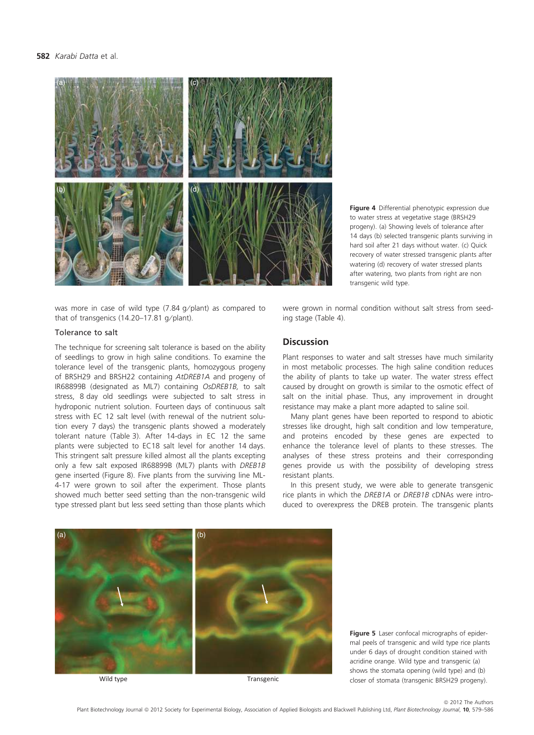Figure 4 Differential phenotypic expression due to water stress at vegetative stage (BRSH29 progeny). (a) Showing levels of tolerance after 14 days (b) selected transgenic plants surviving in hard soil after 21 days without water. (c) Quick recovery of water stressed transgenic plants after watering (d) recovery of water stressed plants after watering, two plants from right are non transgenic wild type.

was more in case of wild type (7.84 g/plant) as compared to that of transgenics (14.20–17.81 g/plant).

### Tolerance to salt

The technique for screening salt tolerance is based on the ability of seedlings to grow in high saline conditions. To examine the tolerance level of the transgenic plants, homozygous progeny of BRSH29 and BRSH22 containing *AtDREB1A* and progeny of IR68899B (designated as ML7) containing *OsDREB1B,* to salt stress, 8 day old seedlings were subjected to salt stress in hydroponic nutrient solution. Fourteen days of continuous salt stress with EC 12 salt level (with renewal of the nutrient solution every 7 days) the transgenic plants showed a moderately tolerant nature (Table 3). After 14-days in EC 12 the same plants were subjected to EC18 salt level for another 14 days. This stringent salt pressure killed almost all the plants excepting only a few salt exposed IR68899B (ML7) plants with *DREB1B* gene inserted (Figure 8). Five plants from the surviving line ML-4-17 were grown to soil after the experiment. Those plants showed much better seed setting than the non-transgenic wild type stressed plant but less seed setting than those plants which were grown in normal condition without salt stress from seedling stage (Table 4).

## Discussion

Plant responses to water and salt stresses have much similarity in most metabolic processes. The high saline condition reduces the ability of plants to take up water. The water stress effect caused by drought on growth is similar to the osmotic effect of salt on the initial phase. Thus, any improvement in drought resistance may make a plant more adapted to saline soil.

Many plant genes have been reported to respond to abiotic stresses like drought, high salt condition and low temperature, and proteins encoded by these genes are expected to enhance the tolerance level of plants to these stresses. The analyses of these stress proteins and their corresponding genes provide us with the possibility of developing stress resistant plants.

In this present study, we were able to generate transgenic rice plants in which the *DREB1A* or *DREB1B* cDNAs were introduced to overexpress the DREB protein. The transgenic plants

Figure 5 Laser confocal micrographs of epidermal peels of transgenic and wild type rice plants under 6 days of drought condition stained with acridine orange. Wild type and transgenic (a) shows the stomata opening (wild type) and (b) closer of stomata (transgenic BRSH29 progeny).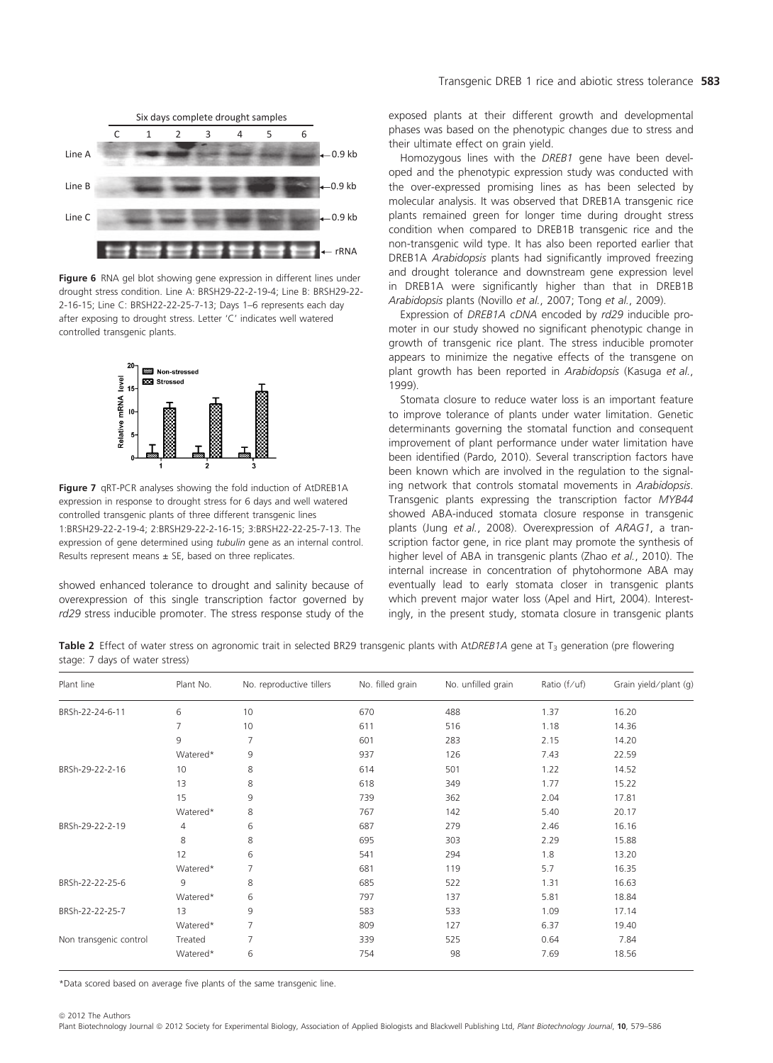Figure 6 RNA gel blot showing gene expression in different lines under drought stress condition. Line A: BRSH29-22-2-19-4; Line B: BRSH29-22-2-16-15; Line C: BRSH22-22-25-7-13; Days 1–6 represents each day after exposing to drought stress. Letter 'C' indicates well watered controlled transgenic plants.

Figure 7 qRT-PCR analyses showing the fold induction of AtDREB1A expression in response to drought stress for 6 days and well watered controlled transgenic plants of three different transgenic lines 1:BRSH29-22-2-19-4; 2:BRSH29-22-2-16-15; 3:BRSH22-22-25-7-13. The expression of gene determined using *tubulin* gene as an internal control. Results represent means ± SE, based on three replicates.

showed enhanced tolerance to drought and salinity because of overexpression of this single transcription factor governed by *rd29* stress inducible promoter. The stress response study of the exposed plants at their different growth and developmental phases was based on the phenotypic changes due to stress and their ultimate effect on grain yield.

Homozygous lines with the *DREB1* gene have been developed and the phenotypic expression study was conducted with the over-expressed promising lines as has been selected by molecular analysis. It was observed that DREB1A transgenic rice plants remained green for longer time during drought stress condition when compared to DREB1B transgenic rice and the non-transgenic wild type. It has also been reported earlier that DREB1A *Arabidopsis* plants had significantly improved freezing and drought tolerance and downstream gene expression level in DREB1A were significantly higher than that in DREB1B *Arabidopsis* plants (Novillo *et al.*, 2007; Tong *et al.*, 2009).

Expression of *DREB1A cDNA* encoded by *rd29* inducible promoter in our study showed no significant phenotypic change in growth of transgenic rice plant. The stress inducible promoter appears to minimize the negative effects of the transgene on plant growth has been reported in *Arabidopsis* (Kasuga *et al.*, 1999).

Stomata closure to reduce water loss is an important feature to improve tolerance of plants under water limitation. Genetic determinants governing the stomatal function and consequent improvement of plant performance under water limitation have been identified (Pardo, 2010). Several transcription factors have been known which are involved in the regulation to the signaling network that controls stomatal movements in *Arabidopsis*. Transgenic plants expressing the transcription factor *MYB44* showed ABA-induced stomata closure response in transgenic plants (Jung *et al.*, 2008). Overexpression of *ARAG1*, a transcription factor gene, in rice plant may promote the synthesis of higher level of ABA in transgenic plants (Zhao *et al.*, 2010). The internal increase in concentration of phytohormone ABA may eventually lead to early stomata closer in transgenic plants which prevent major water loss (Apel and Hirt, 2004). Interestingly, in the present study, stomata closure in transgenic plants

Table 2 Effect of water stress on agronomic trait in selected BR29 transgenic plants with At*DREB1A* gene at $T_3$ generation (pre flowering stage: 7 days of water stress)

| Plant line | Plant No. | No. reproductive tillers | No. filled grain | No. unfilled grain | Ratio (f/uf) | Grain yield/plant (g) |
|---|---|---|---|---|---|---|
| BRSh-22-24-6-11 | 6 | 10 | 670 | 488 | 1.37 | 16.20 |
| | 7 | 10 | 611 | 516 | 1.18 | 14.36 |
| | 9 | 7 | 601 | 283 | 2.15 | 14.20 |
| | Watered* | 9 | 937 | 126 | 7.43 | 22.59 |
| BRSh-29-22-2-16 | 10 | 8 | 614 | 501 | 1.22 | 14.52 |
| | 13 | 8 | 618 | 349 | 1.77 | 15.22 |
| | 15 | 9 | 739 | 362 | 2.04 | 17.81 |
| | Watered* | 8 | 767 | 142 | 5.40 | 20.17 |
| BRSh-29-22-2-19 | 4 | 6 | 687 | 279 | 2.46 | 16.16 |
| | 8 | 8 | 695 | 303 | 2.29 | 15.88 |
| | 12 | 6 | 541 | 294 | 1.8 | 13.20 |
| | Watered* | 7 | 681 | 119 | 5.7 | 16.35 |
| BRSh-22-22-25-6 | 9 | 8 | 685 | 522 | 1.31 | 16.63 |
| | Watered* | 6 | 797 | 137 | 5.81 | 18.84 |
| BRSh-22-22-25-7 | 13 | 9 | 583 | 533 | 1.09 | 17.14 |
| | Watered* | 7 | 809 | 127 | 6.37 | 19.40 |
| Non transgenic control | Treated | 7 | 339 | 525 | 0.64 | 7.84 |
| | Watered* | 6 | 754 | 98 | 7.69 | 18.56 |

*Data scored based on average five plants of the same transgenic line.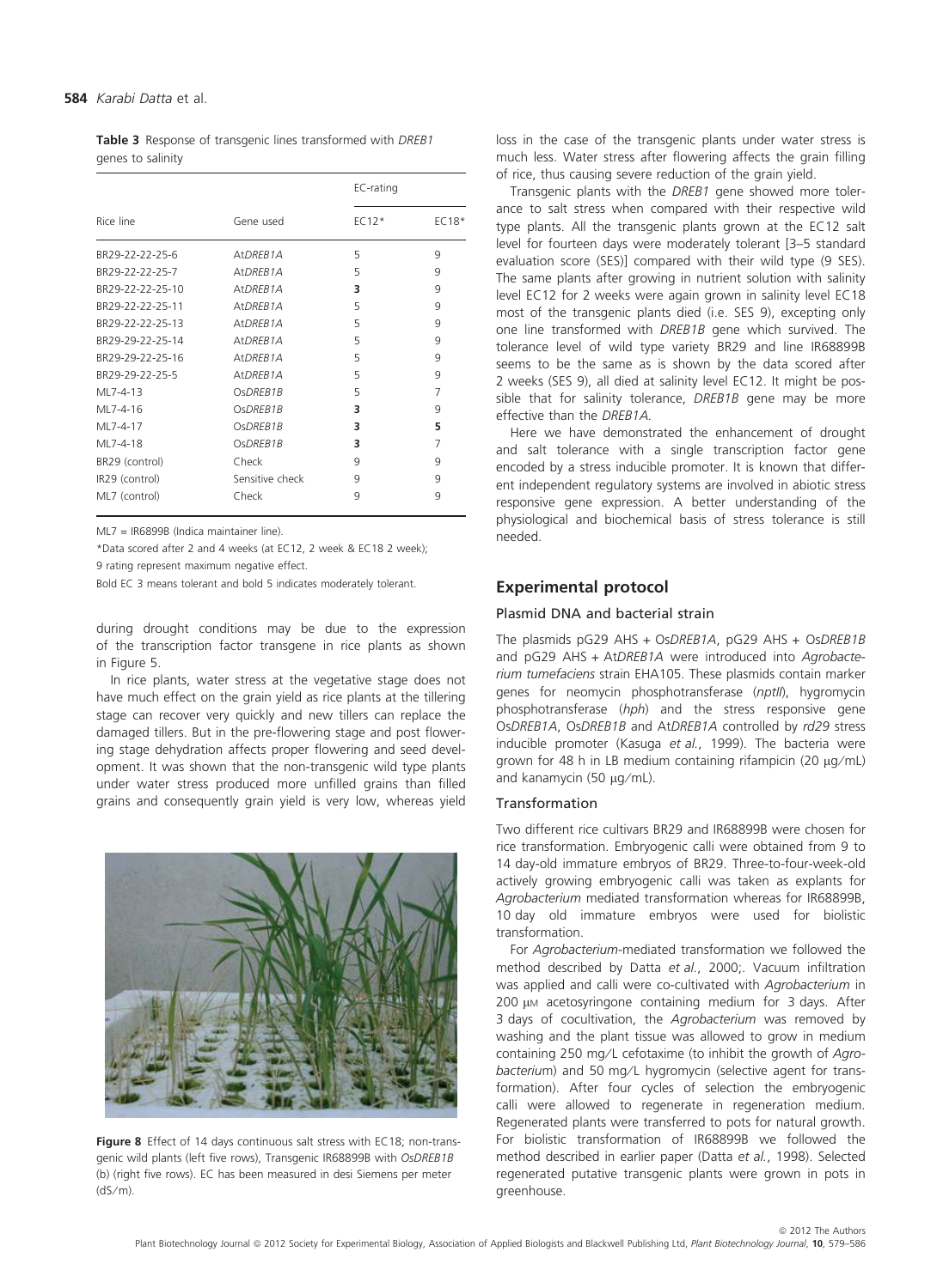**Table 3** Response of transgenic lines transformed with *DREB1* genes to salinity

| Rice line | Gene used | EC-rating | |
|---|---|---|---|
| | | EC12* | EC18* |
| BR29-22-22-25-6 | At*DREB1A* | 5 | 9 |
| BR29-22-22-25-7 | At*DREB1A* | 5 | 9 |
| BR29-22-22-25-10 | At*DREB1A* | **3** | 9 |
| BR29-22-22-25-11 | At*DREB1A* | 5 | 9 |
| BR29-22-22-25-13 | At*DREB1A* | 5 | 9 |
| BR29-22-22-25-14 | At*DREB1A* | 5 | 9 |
| BR29-29-22-25-16 | At*DREB1A* | 5 | 9 |
| BR29-29-22-25-5 | At*DREB1A* | 5 | 9 |
| ML7-4-13 | Os*DREB1B* | 5 | 7 |
| ML7-4-16 | Os*DREB1B* | **3** | 9 |
| ML7-4-17 | Os*DREB1B* | **3** | **5** |
| ML7-4-18 | Os*DREB1B* | **3** | 7 |
| BR29 (control) | Check | 9 | 9 |
| IR29 (control) | Sensitive check | 9 | 9 |
| ML7 (control) | Check | 9 | 9 |

ML7 = IR6899B (Indica maintainer line).

*Data scored after 2 and 4 weeks (at EC12, 2 week & EC18 2 week);

9 rating represent maximum negative effect.

Bold EC 3 means tolerant and bold 5 indicates moderately tolerant.

during drought conditions may be due to the expression of the transcription factor transgene in rice plants as shown in Figure 5.

In rice plants, water stress at the vegetative stage does not have much effect on the grain yield as rice plants at the tillering stage can recover very quickly and new tillers can replace the damaged tillers. But in the pre-flowering stage and post flowering stage dehydration affects proper flowering and seed development. It was shown that the non-transgenic wild type plants under water stress produced more unfilled grains than filled grains and consequently grain yield is very low, whereas yield loss in the case of the transgenic plants under water stress is much less. Water stress after flowering affects the grain filling of rice, thus causing severe reduction of the grain yield.

**Figure 8** Effect of 14 days continuous salt stress with EC18; non-transgenic wild plants (left five rows), Transgenic IR68899B with *OsDREB1B* (b) (right five rows). EC has been measured in desi Siemens per meter (dS/m).

Transgenic plants with the *DREB1* gene showed more tolerance to salt stress when compared with their respective wild type plants. All the transgenic plants grown at the EC12 salt level for fourteen days were moderately tolerant [3–5 standard evaluation score (SES)] compared with their wild type (9 SES). The same plants after growing in nutrient solution with salinity level EC12 for 2 weeks were again grown in salinity level EC18 most of the transgenic plants died (i.e. SES 9), excepting only one line transformed with *DREB1B* gene which survived. The tolerance level of wild type variety BR29 and line IR68899B seems to be the same as is shown by the data scored after 2 weeks (SES 9), all died at salinity level EC12. It might be possible that for salinity tolerance, *DREB1B* gene may be more effective than the *DREB1A*.

Here we have demonstrated the enhancement of drought and salt tolerance with a single transcription factor gene encoded by a stress inducible promoter. It is known that different independent regulatory systems are involved in abiotic stress responsive gene expression. A better understanding of the physiological and biochemical basis of stress tolerance is still needed.

## Experimental protocol

### Plasmid DNA and bacterial strain

The plasmids pG29 AHS + Os*DREB1A*, pG29 AHS + Os*DREB1B* and pG29 AHS + At*DREB1A* were introduced into *Agrobacterium tumefaciens* strain EHA105. These plasmids contain marker genes for neomycin phosphotransferase (*nptII*), hygromycin phosphotransferase (*hph*) and the stress responsive gene Os*DREB1A*, Os*DREB1B* and At*DREB1A* controlled by *rd29* stress inducible promoter (Kasuga *et al.*, 1999). The bacteria were grown for 48 h in LB medium containing rifampicin (20 μg/mL) and kanamycin (50 μg/mL).

### Transformation

Two different rice cultivars BR29 and IR68899B were chosen for rice transformation. Embryogenic calli were obtained from 9 to 14 day-old immature embryos of BR29. Three-to-four-week-old actively growing embryogenic calli was taken as explants for *Agrobacterium* mediated transformation whereas for IR68899B, 10 day old immature embryos were used for biolistic transformation.

For *Agrobacterium*-mediated transformation we followed the method described by Datta *et al.*, 2000;. Vacuum infiltration was applied and calli were co-cultivated with *Agrobacterium* in 200 μM acetosyringone containing medium for 3 days. After 3 days of cocultivation, the *Agrobacterium* was removed by washing and the plant tissue was allowed to grow in medium containing 250 mg/L cefotaxime (to inhibit the growth of *Agrobacterium*) and 50 mg/L hygromycin (selective agent for transformation). After four cycles of selection the embryogenic calli were allowed to regenerate in regeneration medium. Regenerated plants were transferred to pots for natural growth. For biolistic transformation of IR68899B we followed the method described in earlier paper (Datta *et al.*, 1998). Selected regenerated putative transgenic plants were grown in pots in greenhouse.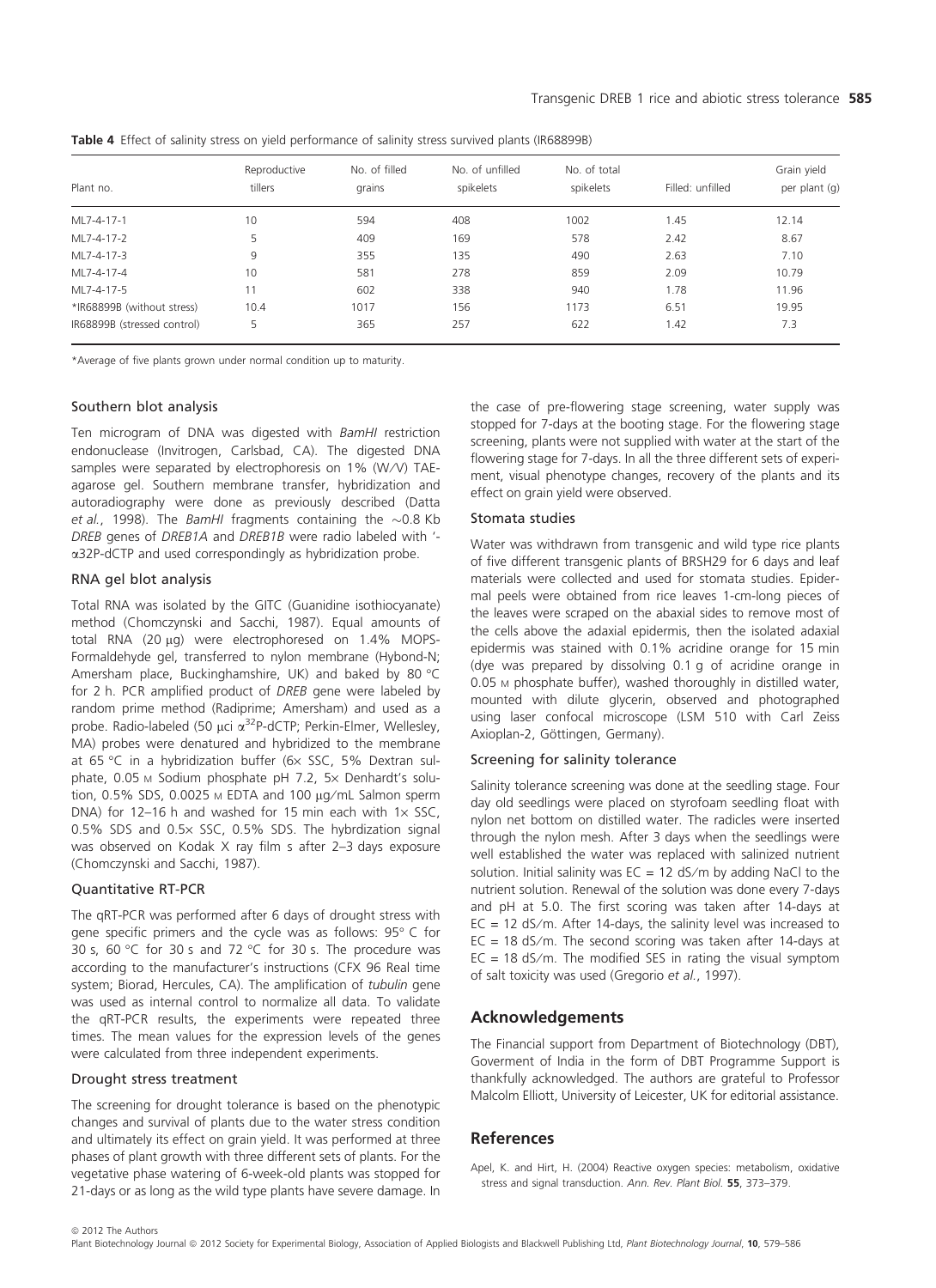**Table 4** Effect of salinity stress on yield performance of salinity stress survived plants (IR68899B)

| Plant no. | Reproductive tillers | No. of filled grains | No. of unfilled spikelets | No. of total spikelets | Filled: unfilled | Grain yield per plant (g) |
|---|---|---|---|---|---|---|
| ML7-4-17-1 | 10 | 594 | 408 | 1002 | 1.45 | 12.14 |
| ML7-4-17-2 | 5 | 409 | 169 | 578 | 2.42 | 8.67 |
| ML7-4-17-3 | 9 | 355 | 135 | 490 | 2.63 | 7.10 |
| ML7-4-17-4 | 10 | 581 | 278 | 859 | 2.09 | 10.79 |
| ML7-4-17-5 | 11 | 602 | 338 | 940 | 1.78 | 11.96 |
| *IR68899B (without stress) | 10.4 | 1017 | 156 | 1173 | 6.51 | 19.95 |
| IR68899B (stressed control) | 5 | 365 | 257 | 622 | 1.42 | 7.3 |

*Average of five plants grown under normal condition up to maturity.

### Southern blot analysis

Ten microgram of DNA was digested with *BamHI* restriction endonuclease (Invitrogen, Carlsbad, CA). The digested DNA samples were separated by electrophoresis on 1% (W/V) TAE-agarose gel. Southern membrane transfer, hybridization and autoradiography were done as previously described (Datta *et al.*, 1998). The *BamHI* fragments containing the ~0.8 Kb *DREB* genes of *DREB1A* and *DREB1B* were radio labeled with '-α32P-dCTP and used correspondingly as hybridization probe.

### RNA gel blot analysis

Total RNA was isolated by the GITC (Guanidine isothiocyanate) method (Chomczynski and Sacchi, 1987). Equal amounts of total RNA (20 μg) were electrophoresed on 1.4% MOPS-Formaldehyde gel, transferred to nylon membrane (Hybond-N; Amersham place, Buckinghamshire, UK) and baked by 80 °C for 2 h. PCR amplified product of *DREB* gene were labeled by random prime method (Radiprime; Amersham) and used as a probe. Radio-labeled (50 μci $\alpha^{32}$P-dCTP; Perkin-Elmer, Wellesley, MA) probes were denatured and hybridized to the membrane at 65 °C in a hybridization buffer (6× SSC, 5% Dextran sulphate, 0.05 M Sodium phosphate pH 7.2, 5× Denhardt's solution, 0.5% SDS, 0.0025 M EDTA and 100 μg/mL Salmon sperm DNA) for 12–16 h and washed for 15 min each with 1× SSC, 0.5% SDS and 0.5× SSC, 0.5% SDS. The hybrdization signal was observed on Kodak X ray film s after 2–3 days exposure (Chomczynski and Sacchi, 1987).

### Quantitative RT-PCR

The qRT-PCR was performed after 6 days of drought stress with gene specific primers and the cycle was as follows: 95° C for 30 s, 60 °C for 30 s and 72 °C for 30 s. The procedure was according to the manufacturer's instructions (CFX 96 Real time system; Biorad, Hercules, CA). The amplification of *tubulin* gene was used as internal control to normalize all data. To validate the qRT-PCR results, the experiments were repeated three times. The mean values for the expression levels of the genes were calculated from three independent experiments.

### Drought stress treatment

The screening for drought tolerance is based on the phenotypic changes and survival of plants due to the water stress condition and ultimately its effect on grain yield. It was performed at three phases of plant growth with three different sets of plants. For the vegetative phase watering of 6-week-old plants was stopped for 21-days or as long as the wild type plants have severe damage. In the case of pre-flowering stage screening, water supply was stopped for 7-days at the booting stage. For the flowering stage screening, plants were not supplied with water at the start of the flowering stage for 7-days. In all the three different sets of experiment, visual phenotype changes, recovery of the plants and its effect on grain yield were observed.

### Stomata studies

Water was withdrawn from transgenic and wild type rice plants of five different transgenic plants of BRSH29 for 6 days and leaf materials were collected and used for stomata studies. Epidermal peels were obtained from rice leaves 1-cm-long pieces of the leaves were scraped on the abaxial sides to remove most of the cells above the adaxial epidermis, then the isolated adaxial epidermis was stained with 0.1% acridine orange for 15 min (dye was prepared by dissolving 0.1 g of acridine orange in 0.05 M phosphate buffer), washed thoroughly in distilled water, mounted with dilute glycerin, observed and photographed using laser confocal microscope (LSM 510 with Carl Zeiss Axioplan-2, Göttingen, Germany).

### Screening for salinity tolerance

Salinity tolerance screening was done at the seedling stage. Four day old seedlings were placed on styrofoam seedling float with nylon net bottom on distilled water. The radicles were inserted through the nylon mesh. After 3 days when the seedlings were well established the water was replaced with salinized nutrient solution. Initial salinity was EC = 12 dS/m by adding NaCl to the nutrient solution. Renewal of the solution was done every 7-days and pH at 5.0. The first scoring was taken after 14-days at EC = 12 dS/m. After 14-days, the salinity level was increased to EC = 18 dS/m. The second scoring was taken after 14-days at EC = 18 dS/m. The modified SES in rating the visual symptom of salt toxicity was used (Gregorio *et al.*, 1997).

## Acknowledgements

The Financial support from Department of Biotechnology (DBT), Goverment of India in the form of DBT Programme Support is thankfully acknowledged. The authors are grateful to Professor Malcolm Elliott, University of Leicester, UK for editorial assistance.

## References

Apel, K. and Hirt, H. (2004) Reactive oxygen species: metabolism, oxidative stress and signal transduction. *Ann. Rev. Plant Biol.* **55**, 373–379.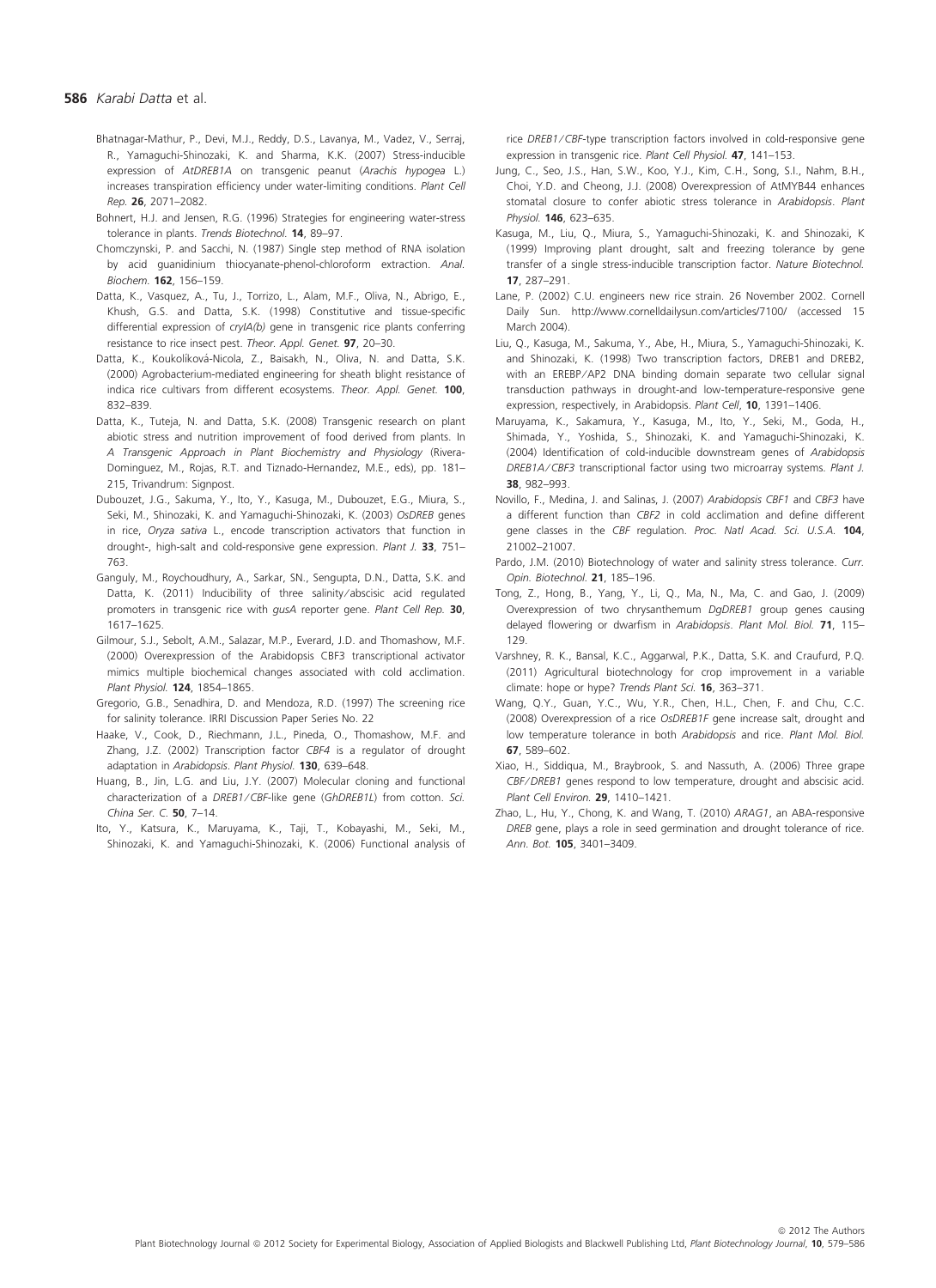Bhatnagar-Mathur, P., Devi, M.J., Reddy, D.S., Lavanya, M., Vadez, V., Serraj, R., Yamaguchi-Shinozaki, K. and Sharma, K.K. (2007) Stress-inducible expression of *AtDREB1A* on transgenic peanut (*Arachis hypogea* L.) increases transpiration efficiency under water-limiting conditions. *Plant Cell Rep.* **26**, 2071–2082.

Bohnert, H.J. and Jensen, R.G. (1996) Strategies for engineering water-stress tolerance in plants. *Trends Biotechnol.* **14**, 89–97.

Chomczynski, P. and Sacchi, N. (1987) Single step method of RNA isolation by acid guanidinium thiocyanate-phenol-chloroform extraction. *Anal. Biochem.* **162**, 156–159.

Datta, K., Vasquez, A., Tu, J., Torrizo, L., Alam, M.F., Oliva, N., Abrigo, E., Khush, G.S. and Datta, S.K. (1998) Constitutive and tissue-specific differential expression of *cryIA(b)* gene in transgenic rice plants conferring resistance to rice insect pest. *Theor. Appl. Genet.* **97**, 20–30.

Datta, K., Koukolíková-Nicola, Z., Baisakh, N., Oliva, N. and Datta, S.K. (2000) Agrobacterium-mediated engineering for sheath blight resistance of indica rice cultivars from different ecosystems. *Theor. Appl. Genet.* **100**, 832–839.

Datta, K., Tuteja, N. and Datta, S.K. (2008) Transgenic research on plant abiotic stress and nutrition improvement of food derived from plants. In *A Transgenic Approach in Plant Biochemistry and Physiology* (Rivera-Dominguez, M., Rojas, R.T. and Tiznado-Hernandez, M.E., eds), pp. 181–215, Trivandrum: Signpost.

Dubouzet, J.G., Sakuma, Y., Ito, Y., Kasuga, M., Dubouzet, E.G., Miura, S., Seki, M., Shinozaki, K. and Yamaguchi-Shinozaki, K. (2003) *OsDREB* genes in rice, *Oryza sativa* L., encode transcription activators that function in drought-, high-salt and cold-responsive gene expression. *Plant J.* **33**, 751–763.

Ganguly, M., Roychoudhury, A., Sarkar, SN., Sengupta, D.N., Datta, S.K. and Datta, K. (2011) Inducibility of three salinity/abscisic acid regulated promoters in transgenic rice with *gusA* reporter gene. *Plant Cell Rep.* **30**, 1617–1625.

Gilmour, S.J., Sebolt, A.M., Salazar, M.P., Everard, J.D. and Thomashow, M.F. (2000) Overexpression of the Arabidopsis CBF3 transcriptional activator mimics multiple biochemical changes associated with cold acclimation. *Plant Physiol.* **124**, 1854–1865.

Gregorio, G.B., Senadhira, D. and Mendoza, R.D. (1997) The screening rice for salinity tolerance. IRRI Discussion Paper Series No. 22

Haake, V., Cook, D., Riechmann, J.L., Pineda, O., Thomashow, M.F. and Zhang, J.Z. (2002) Transcription factor *CBF4* is a regulator of drought adaptation in *Arabidopsis*. *Plant Physiol.* **130**, 639–648.

Huang, B., Jin, L.G. and Liu, J.Y. (2007) Molecular cloning and functional characterization of a *DREB1/CBF*-like gene (*GhDREB1L*) from cotton. *Sci. China Ser. C.* **50**, 7–14.

Ito, Y., Katsura, K., Maruyama, K., Taji, T., Kobayashi, M., Seki, M., Shinozaki, K. and Yamaguchi-Shinozaki, K. (2006) Functional analysis of rice *DREB1/CBF*-type transcription factors involved in cold-responsive gene expression in transgenic rice. *Plant Cell Physiol.* **47**, 141–153.

Jung, C., Seo, J.S., Han, S.W., Koo, Y.J., Kim, C.H., Song, S.I., Nahm, B.H., Choi, Y.D. and Cheong, J.J. (2008) Overexpression of AtMYB44 enhances stomatal closure to confer abiotic stress tolerance in *Arabidopsis*. *Plant Physiol.* **146**, 623–635.

Kasuga, M., Liu, Q., Miura, S., Yamaguchi-Shinozaki, K. and Shinozaki, K (1999) Improving plant drought, salt and freezing tolerance by gene transfer of a single stress-inducible transcription factor. *Nature Biotechnol.* **17**, 287–291.

Lane, P. (2002) C.U. engineers new rice strain. 26 November 2002. Cornell Daily Sun. http://www.cornelldailysun.com/articles/7100/ (accessed 15 March 2004).

Liu, Q., Kasuga, M., Sakuma, Y., Abe, H., Miura, S., Yamaguchi-Shinozaki, K. and Shinozaki, K. (1998) Two transcription factors, DREB1 and DREB2, with an EREBP/AP2 DNA binding domain separate two cellular signal transduction pathways in drought-and low-temperature-responsive gene expression, respectively, in Arabidopsis. *Plant Cell*, **10**, 1391–1406.

Maruyama, K., Sakamura, Y., Kasuga, M., Ito, Y., Seki, M., Goda, H., Shimada, Y., Yoshida, S., Shinozaki, K. and Yamaguchi-Shinozaki, K. (2004) Identification of cold-inducible downstream genes of *Arabidopsis DREB1A/CBF3* transcriptional factor using two microarray systems. *Plant J.* **38**, 982–993.

Novillo, F., Medina, J. and Salinas, J. (2007) *Arabidopsis CBF1* and *CBF3* have a different function than *CBF2* in cold acclimation and define different gene classes in the *CBF* regulation. *Proc. Natl Acad. Sci. U.S.A.* **104**, 21002–21007.

Pardo, J.M. (2010) Biotechnology of water and salinity stress tolerance. *Curr. Opin. Biotechnol.* **21**, 185–196.

Tong, Z., Hong, B., Yang, Y., Li, Q., Ma, N., Ma, C. and Gao, J. (2009) Overexpression of two chrysanthemum *DgDREB1* group genes causing delayed flowering or dwarfism in *Arabidopsis*. *Plant Mol. Biol.* **71**, 115–129.

Varshney, R. K., Bansal, K.C., Aggarwal, P.K., Datta, S.K. and Craufurd, P.Q. (2011) Agricultural biotechnology for crop improvement in a variable climate: hope or hype? *Trends Plant Sci.* **16**, 363–371.

Wang, Q.Y., Guan, Y.C., Wu, Y.R., Chen, H.L., Chen, F. and Chu, C.C. (2008) Overexpression of a rice *OsDREB1F* gene increase salt, drought and low temperature tolerance in both *Arabidopsis* and rice. *Plant Mol. Biol.* **67**, 589–602.

Xiao, H., Siddiqua, M., Braybrook, S. and Nassuth, A. (2006) Three grape *CBF/DREB1* genes respond to low temperature, drought and abscisic acid. *Plant Cell Environ.* **29**, 1410–1421.

Zhao, L., Hu, Y., Chong, K. and Wang, T. (2010) *ARAG1*, an ABA-responsive *DREB* gene, plays a role in seed germination and drought tolerance of rice. *Ann. Bot.* **105**, 3401–3409.